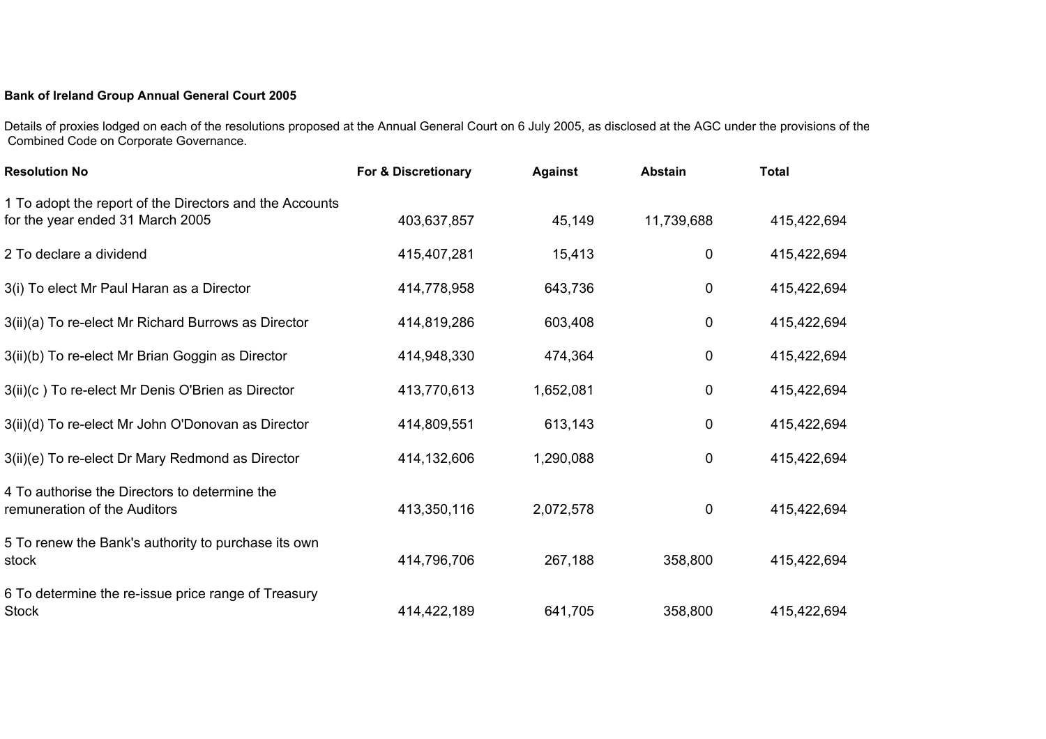**Bank of Ireland Group Annual General Court 2005**

Details of proxies lodged on each of the resolutions proposed at the Annual General Court on 6 July 2005, as disclosed at the AGC under the provisions of the Combined Code on Corporate Governance.

| Resolution No | For & Discretionary | Against | Abstain | Total |
|---|---|---|---|---|
| 1 To adopt the report of the Directors and the Accounts for the year ended 31 March 2005 | 403,637,857 | 45,149 | 11,739,688 | 415,422,694 |
| 2 To declare a dividend | 415,407,281 | 15,413 | 0 | 415,422,694 |
| 3(i) To elect Mr Paul Haran as a Director | 414,778,958 | 643,736 | 0 | 415,422,694 |
| 3(ii)(a) To re-elect Mr Richard Burrows as Director | 414,819,286 | 603,408 | 0 | 415,422,694 |
| 3(ii)(b) To re-elect Mr Brian Goggin as Director | 414,948,330 | 474,364 | 0 | 415,422,694 |
| 3(ii)(c ) To re-elect Mr Denis O'Brien as Director | 413,770,613 | 1,652,081 | 0 | 415,422,694 |
| 3(ii)(d) To re-elect Mr John O'Donovan as Director | 414,809,551 | 613,143 | 0 | 415,422,694 |
| 3(ii)(e) To re-elect Dr Mary Redmond as Director | 414,132,606 | 1,290,088 | 0 | 415,422,694 |
| 4 To authorise the Directors to determine the remuneration of the Auditors | 413,350,116 | 2,072,578 | 0 | 415,422,694 |
| 5 To renew the Bank's authority to purchase its own stock | 414,796,706 | 267,188 | 358,800 | 415,422,694 |
| 6 To determine the re-issue price range of Treasury Stock | 414,422,189 | 641,705 | 358,800 | 415,422,694 |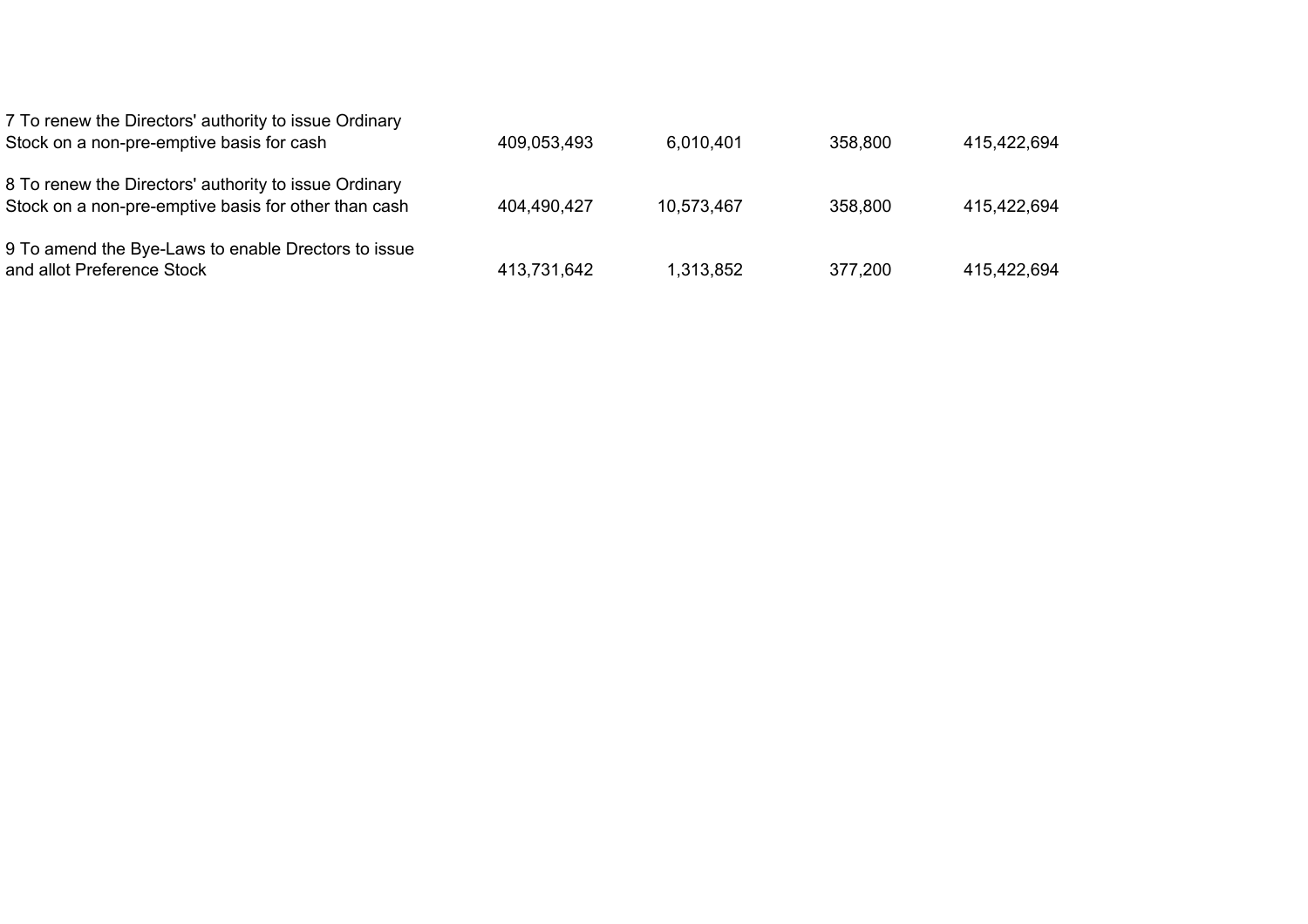| | | | | |
|---|---|---|---|---|
| 7 To renew the Directors' authority to issue Ordinary Stock on a non-pre-emptive basis for cash | 409,053,493 | 6,010,401 | 358,800 | 415,422,694 |
| 8 To renew the Directors' authority to issue Ordinary Stock on a non-pre-emptive basis for other than cash | 404,490,427 | 10,573,467 | 358,800 | 415,422,694 |
| 9 To amend the Bye-Laws to enable Drectors to issue and allot Preference Stock | 413,731,642 | 1,313,852 | 377,200 | 415,422,694 |